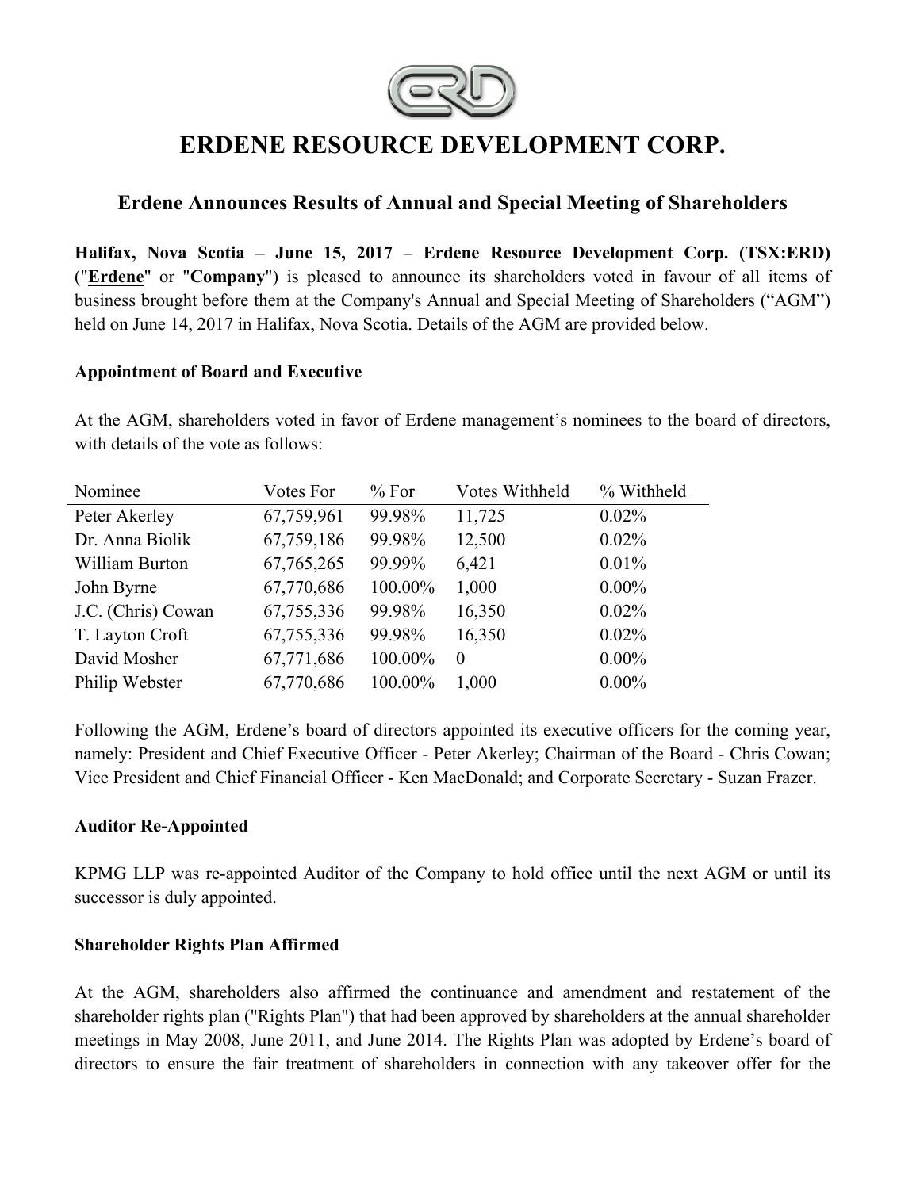# ERDENE RESOURCE DEVELOPMENT CORP.

## Erdene Announces Results of Annual and Special Meeting of Shareholders

**Halifax, Nova Scotia – June 15, 2017 – Erdene Resource Development Corp. (TSX:ERD)** ("**Erdene**" or "**Company**") is pleased to announce its shareholders voted in favour of all items of business brought before them at the Company's Annual and Special Meeting of Shareholders ("AGM") held on June 14, 2017 in Halifax, Nova Scotia. Details of the AGM are provided below.

**Appointment of Board and Executive**

At the AGM, shareholders voted in favor of Erdene management's nominees to the board of directors, with details of the vote as follows:

| Nominee | Votes For | % For | Votes Withheld | % Withheld |
|---|---|---|---|---|
| Peter Akerley | 67,759,961 | 99.98% | 11,725 | 0.02% |
| Dr. Anna Biolik | 67,759,186 | 99.98% | 12,500 | 0.02% |
| William Burton | 67,765,265 | 99.99% | 6,421 | 0.01% |
| John Byrne | 67,770,686 | 100.00% | 1,000 | 0.00% |
| J.C. (Chris) Cowan | 67,755,336 | 99.98% | 16,350 | 0.02% |
| T. Layton Croft | 67,755,336 | 99.98% | 16,350 | 0.02% |
| David Mosher | 67,771,686 | 100.00% | 0 | 0.00% |
| Philip Webster | 67,770,686 | 100.00% | 1,000 | 0.00% |

Following the AGM, Erdene's board of directors appointed its executive officers for the coming year, namely: President and Chief Executive Officer - Peter Akerley; Chairman of the Board - Chris Cowan; Vice President and Chief Financial Officer - Ken MacDonald; and Corporate Secretary - Suzan Frazer.

**Auditor Re-Appointed**

KPMG LLP was re-appointed Auditor of the Company to hold office until the next AGM or until its successor is duly appointed.

**Shareholder Rights Plan Affirmed**

At the AGM, shareholders also affirmed the continuance and amendment and restatement of the shareholder rights plan ("Rights Plan") that had been approved by shareholders at the annual shareholder meetings in May 2008, June 2011, and June 2014. The Rights Plan was adopted by Erdene's board of directors to ensure the fair treatment of shareholders in connection with any takeover offer for the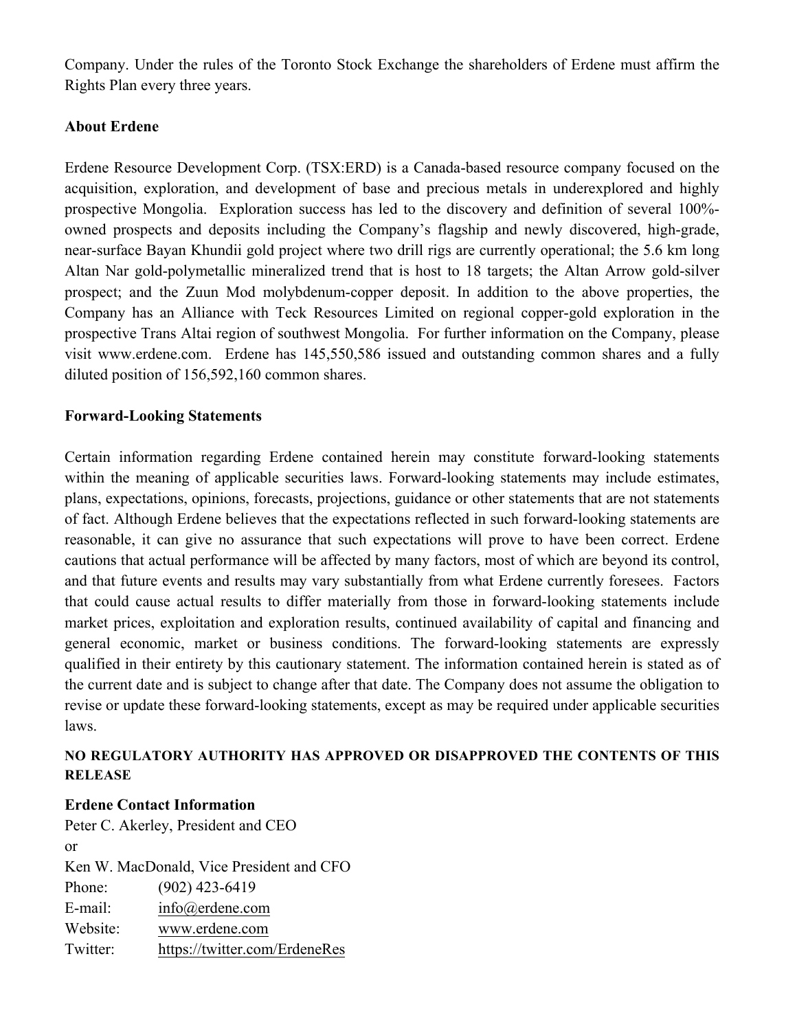Company. Under the rules of the Toronto Stock Exchange the shareholders of Erdene must affirm the Rights Plan every three years.

**About Erdene**

Erdene Resource Development Corp. (TSX:ERD) is a Canada-based resource company focused on the acquisition, exploration, and development of base and precious metals in underexplored and highly prospective Mongolia. Exploration success has led to the discovery and definition of several 100%-owned prospects and deposits including the Company's flagship and newly discovered, high-grade, near-surface Bayan Khundii gold project where two drill rigs are currently operational; the 5.6 km long Altan Nar gold-polymetallic mineralized trend that is host to 18 targets; the Altan Arrow gold-silver prospect; and the Zuun Mod molybdenum-copper deposit. In addition to the above properties, the Company has an Alliance with Teck Resources Limited on regional copper-gold exploration in the prospective Trans Altai region of southwest Mongolia. For further information on the Company, please visit www.erdene.com. Erdene has 145,550,586 issued and outstanding common shares and a fully diluted position of 156,592,160 common shares.

**Forward-Looking Statements**

Certain information regarding Erdene contained herein may constitute forward-looking statements within the meaning of applicable securities laws. Forward-looking statements may include estimates, plans, expectations, opinions, forecasts, projections, guidance or other statements that are not statements of fact. Although Erdene believes that the expectations reflected in such forward-looking statements are reasonable, it can give no assurance that such expectations will prove to have been correct. Erdene cautions that actual performance will be affected by many factors, most of which are beyond its control, and that future events and results may vary substantially from what Erdene currently foresees. Factors that could cause actual results to differ materially from those in forward-looking statements include market prices, exploitation and exploration results, continued availability of capital and financing and general economic, market or business conditions. The forward-looking statements are expressly qualified in their entirety by this cautionary statement. The information contained herein is stated as of the current date and is subject to change after that date. The Company does not assume the obligation to revise or update these forward-looking statements, except as may be required under applicable securities laws.

**NO REGULATORY AUTHORITY HAS APPROVED OR DISAPPROVED THE CONTENTS OF THIS RELEASE**

**Erdene Contact Information**

Peter C. Akerley, President and CEO
or
Ken W. MacDonald, Vice President and CFO

Phone: (902) 423-6419
E-mail: info@erdene.com
Website: www.erdene.com
Twitter: https://twitter.com/ErdeneRes